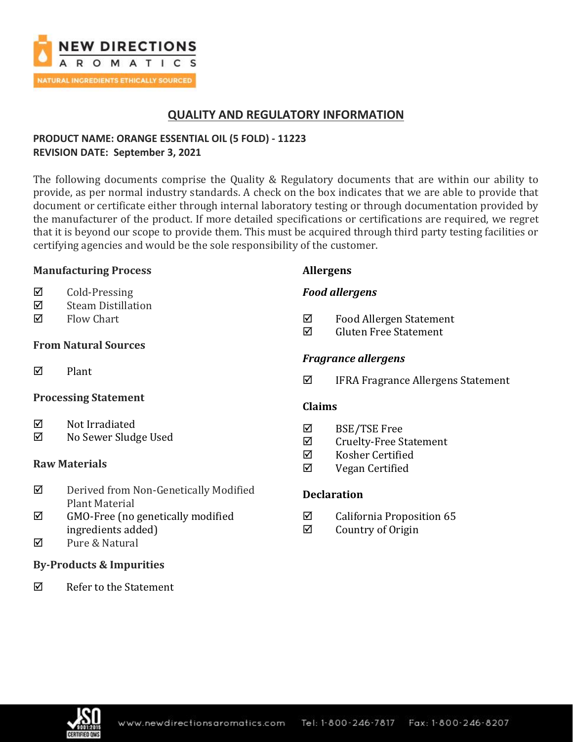# QUALITY AND REGULATORY INFORMATION

**PRODUCT NAME: ORANGE ESSENTIAL OIL (5 FOLD) - 11223**
**REVISION DATE: September 3, 2021**

The following documents comprise the Quality & Regulatory documents that are within our ability to provide, as per normal industry standards. A check on the box indicates that we are able to provide that document or certificate either through internal laboratory testing or through documentation provided by the manufacturer of the product. If more detailed specifications or certifications are required, we regret that it is beyond our scope to provide them. This must be acquired through third party testing facilities or certifying agencies and would be the sole responsibility of the customer.

### Manufacturing Process

☑ Cold-Pressing
☑ Steam Distillation
☑ Flow Chart

### From Natural Sources

☑ Plant

### Processing Statement

☑ Not Irradiated
☑ No Sewer Sludge Used

### Raw Materials

☑ Derived from Non-Genetically Modified Plant Material
☑ GMO-Free (no genetically modified ingredients added)
☑ Pure & Natural

### By-Products & Impurities

☑ Refer to the Statement

### Allergens

#### *Food allergens*

☑ Food Allergen Statement
☑ Gluten Free Statement

#### *Fragrance allergens*

☑ IFRA Fragrance Allergens Statement

### Claims

☑ BSE/TSE Free
☑ Cruelty-Free Statement
☑ Kosher Certified
☑ Vegan Certified

### Declaration

☑ California Proposition 65
☑ Country of Origin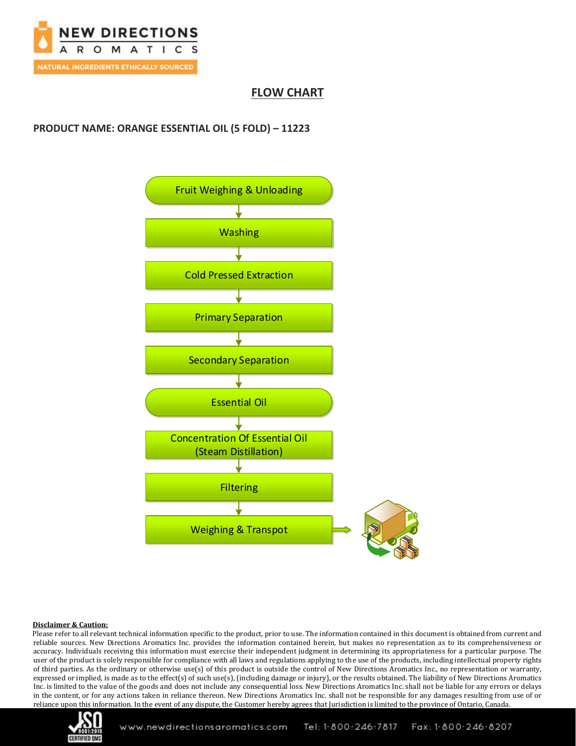## FLOW CHART

**PRODUCT NAME: ORANGE ESSENTIAL OIL (5 FOLD) – 11223**

Fruit Weighing & Unloading

Washing

Cold Pressed Extraction

Primary Separation

Secondary Separation

Essential Oil

Concentration Of Essential Oil (Steam Distillation)

Filtering

Weighing & Transpot

**Disclaimer & Caution:**

Please refer to all relevant technical information specific to the product, prior to use. The information contained in this document is obtained from current and reliable sources. New Directions Aromatics Inc. provides the information contained herein, but makes no representation as to its comprehensiveness or accuracy. Individuals receiving this information must exercise their independent judgment in determining its appropriateness for a particular purpose. The user of the product is solely responsible for compliance with all laws and regulations applying to the use of the products, including intellectual property rights of third parties. As the ordinary or otherwise use(s) of this product is outside the control of New Directions Aromatics Inc., no representation or warranty, expressed or implied, is made as to the effect(s) of such use(s), (including damage or injury), or the results obtained. The liability of New Directions Aromatics Inc. is limited to the value of the goods and does not include any consequential loss. New Directions Aromatics Inc. shall not be liable for any errors or delays in the content, or for any actions taken in reliance thereon. New Directions Aromatics Inc. shall not be responsible for any damages resulting from use of or reliance upon this information. In the event of any dispute, the Customer hereby agrees that Jurisdiction is limited to the province of Ontario, Canada.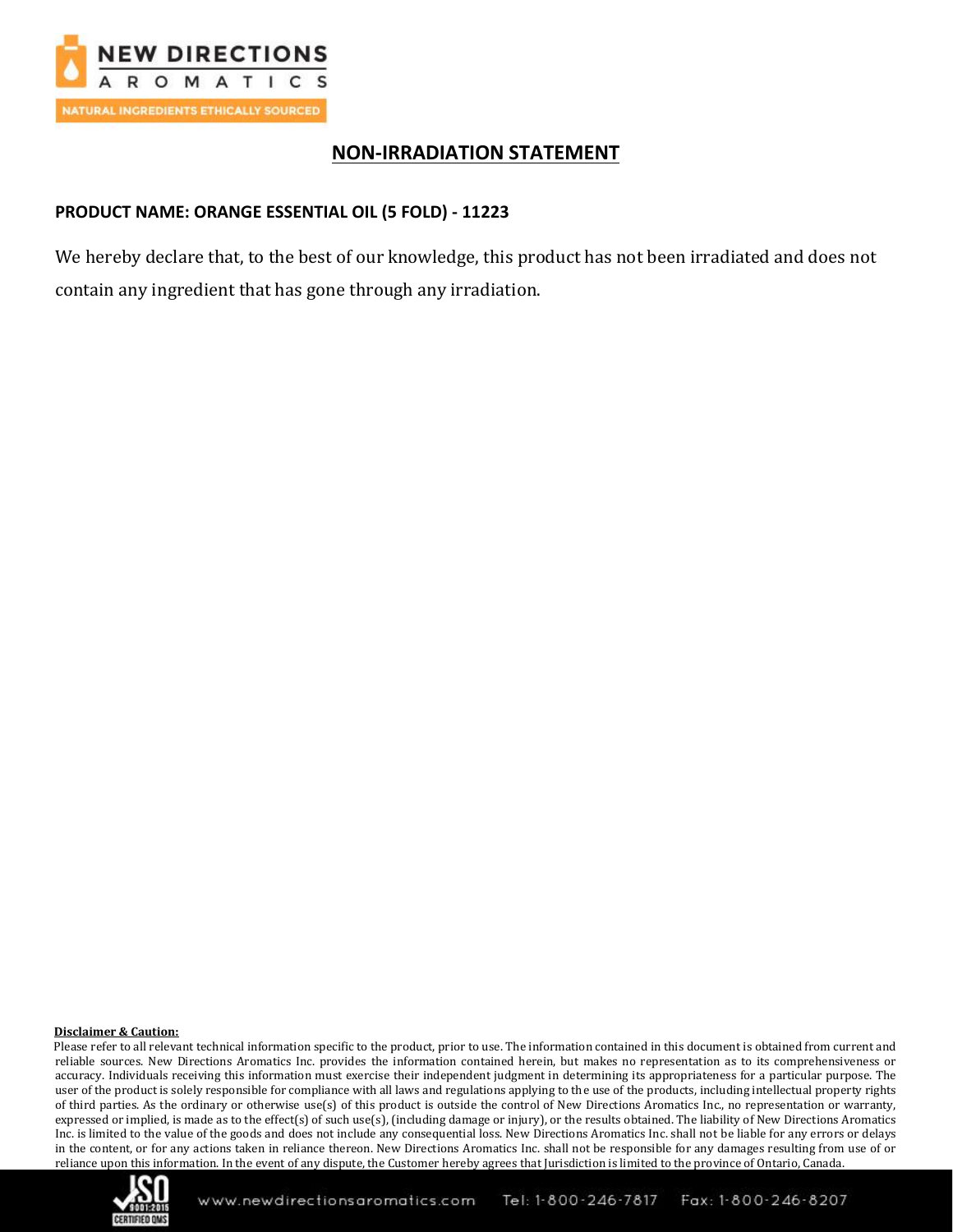# NON-IRRADIATION STATEMENT

**PRODUCT NAME: ORANGE ESSENTIAL OIL (5 FOLD) - 11223**

We hereby declare that, to the best of our knowledge, this product has not been irradiated and does not contain any ingredient that has gone through any irradiation.

**Disclaimer & Caution:**

Please refer to all relevant technical information specific to the product, prior to use. The information contained in this document is obtained from current and reliable sources. New Directions Aromatics Inc. provides the information contained herein, but makes no representation as to its comprehensiveness or accuracy. Individuals receiving this information must exercise their independent judgment in determining its appropriateness for a particular purpose. The user of the product is solely responsible for compliance with all laws and regulations applying to the use of the products, including intellectual property rights of third parties. As the ordinary or otherwise use(s) of this product is outside the control of New Directions Aromatics Inc., no representation or warranty, expressed or implied, is made as to the effect(s) of such use(s), (including damage or injury), or the results obtained. The liability of New Directions Aromatics Inc. is limited to the value of the goods and does not include any consequential loss. New Directions Aromatics Inc. shall not be liable for any errors or delays in the content, or for any actions taken in reliance thereon. New Directions Aromatics Inc. shall not be responsible for any damages resulting from use of or reliance upon this information. In the event of any dispute, the Customer hereby agrees that Jurisdiction is limited to the province of Ontario, Canada.

www.newdirectionsaromatics.com Tel: 1-800-246-7817 Fax: 1-800-246-8207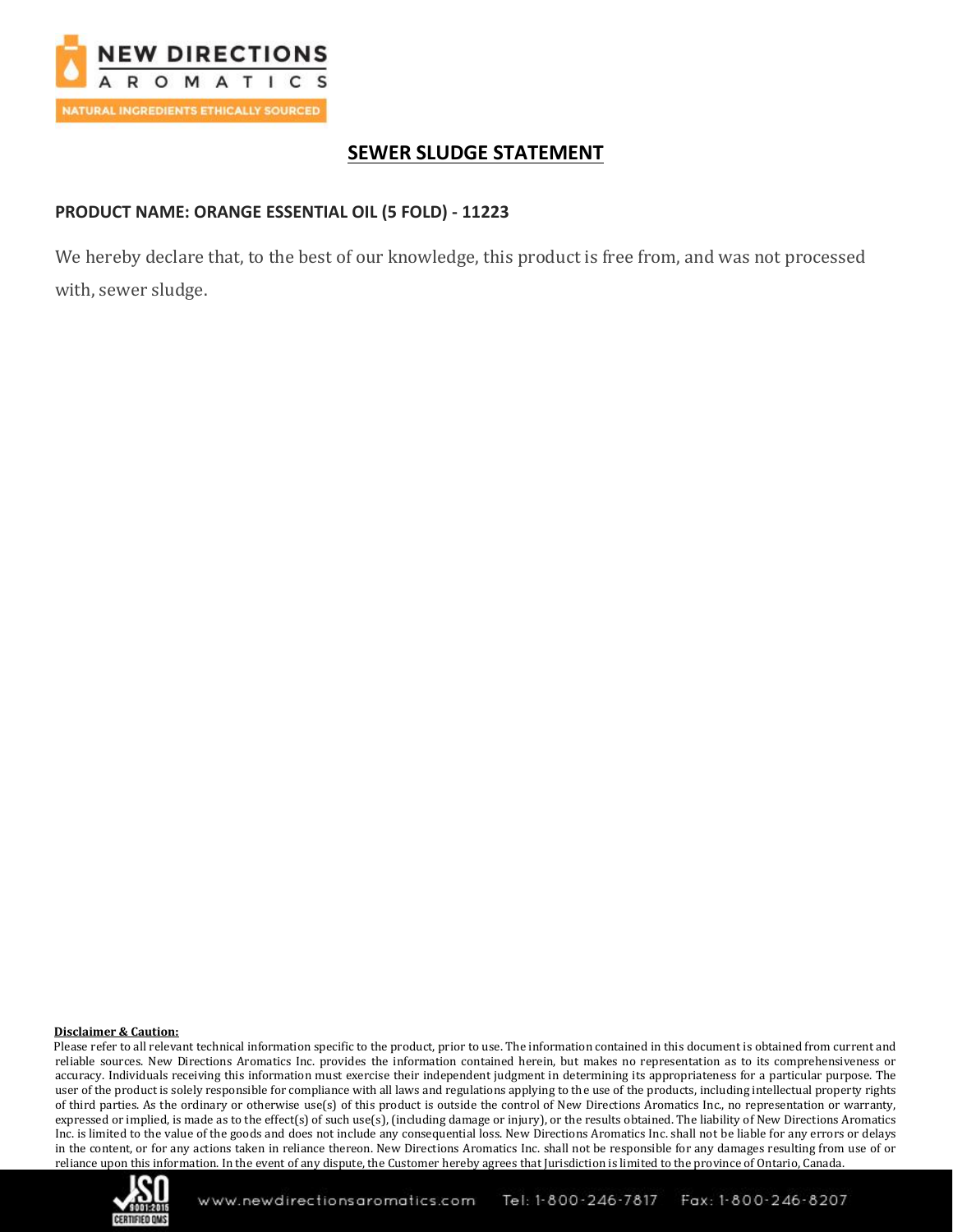# SEWER SLUDGE STATEMENT

**PRODUCT NAME: ORANGE ESSENTIAL OIL (5 FOLD) - 11223**

We hereby declare that, to the best of our knowledge, this product is free from, and was not processed with, sewer sludge.

**Disclaimer & Caution:**

Please refer to all relevant technical information specific to the product, prior to use. The information contained in this document is obtained from current and reliable sources. New Directions Aromatics Inc. provides the information contained herein, but makes no representation as to its comprehensiveness or accuracy. Individuals receiving this information must exercise their independent judgment in determining its appropriateness for a particular purpose. The user of the product is solely responsible for compliance with all laws and regulations applying to the use of the products, including intellectual property rights of third parties. As the ordinary or otherwise use(s) of this product is outside the control of New Directions Aromatics Inc., no representation or warranty, expressed or implied, is made as to the effect(s) of such use(s), (including damage or injury), or the results obtained. The liability of New Directions Aromatics Inc. is limited to the value of the goods and does not include any consequential loss. New Directions Aromatics Inc. shall not be liable for any errors or delays in the content, or for any actions taken in reliance thereon. New Directions Aromatics Inc. shall not be responsible for any damages resulting from use of or reliance upon this information. In the event of any dispute, the Customer hereby agrees that Jurisdiction is limited to the province of Ontario, Canada.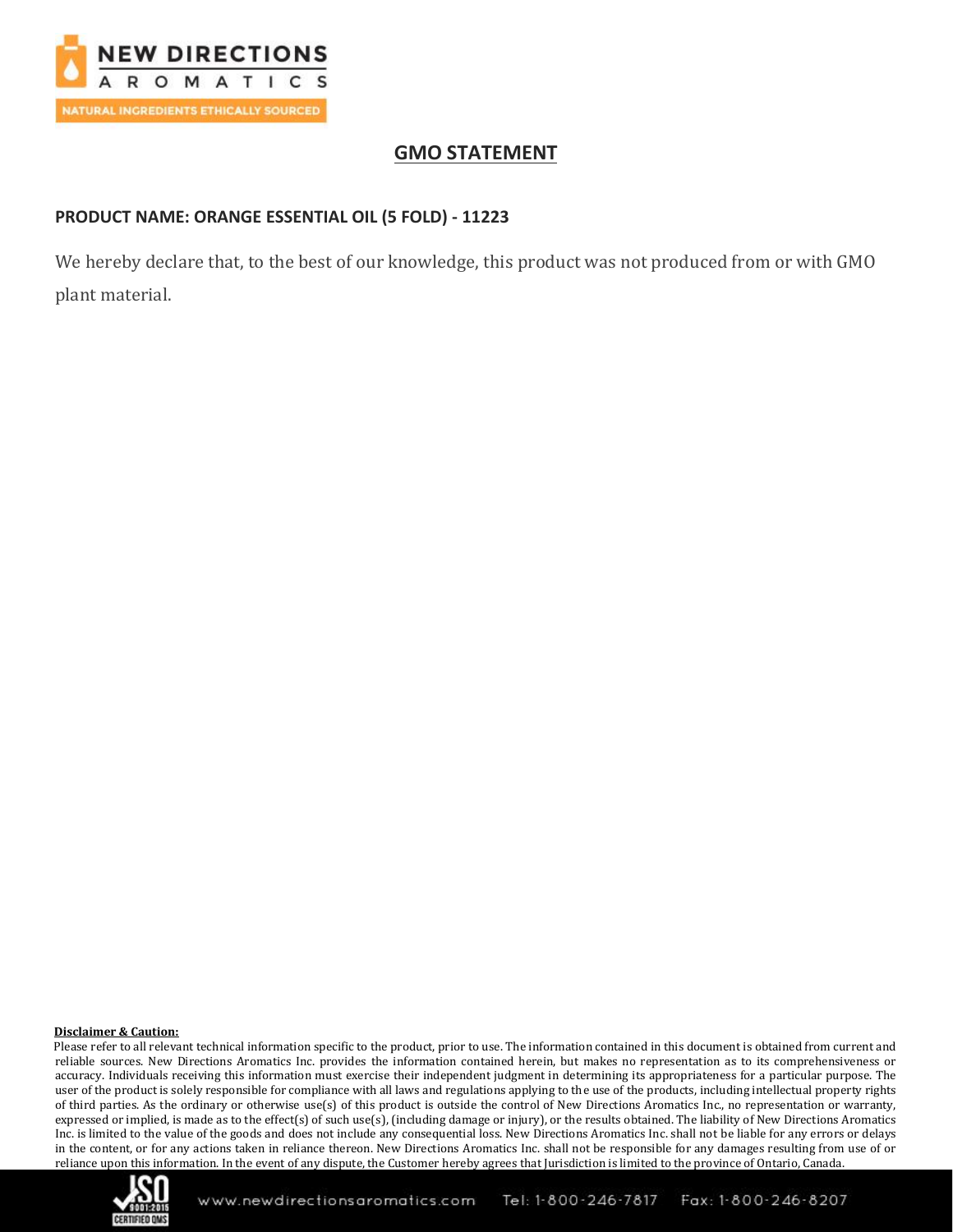# GMO STATEMENT

**PRODUCT NAME: ORANGE ESSENTIAL OIL (5 FOLD) - 11223**

We hereby declare that, to the best of our knowledge, this product was not produced from or with GMO plant material.

**Disclaimer & Caution:**

Please refer to all relevant technical information specific to the product, prior to use. The information contained in this document is obtained from current and reliable sources. New Directions Aromatics Inc. provides the information contained herein, but makes no representation as to its comprehensiveness or accuracy. Individuals receiving this information must exercise their independent judgment in determining its appropriateness for a particular purpose. The user of the product is solely responsible for compliance with all laws and regulations applying to the use of the products, including intellectual property rights of third parties. As the ordinary or otherwise use(s) of this product is outside the control of New Directions Aromatics Inc., no representation or warranty, expressed or implied, is made as to the effect(s) of such use(s), (including damage or injury), or the results obtained. The liability of New Directions Aromatics Inc. is limited to the value of the goods and does not include any consequential loss. New Directions Aromatics Inc. shall not be liable for any errors or delays in the content, or for any actions taken in reliance thereon. New Directions Aromatics Inc. shall not be responsible for any damages resulting from use of or reliance upon this information. In the event of any dispute, the Customer hereby agrees that Jurisdiction is limited to the province of Ontario, Canada.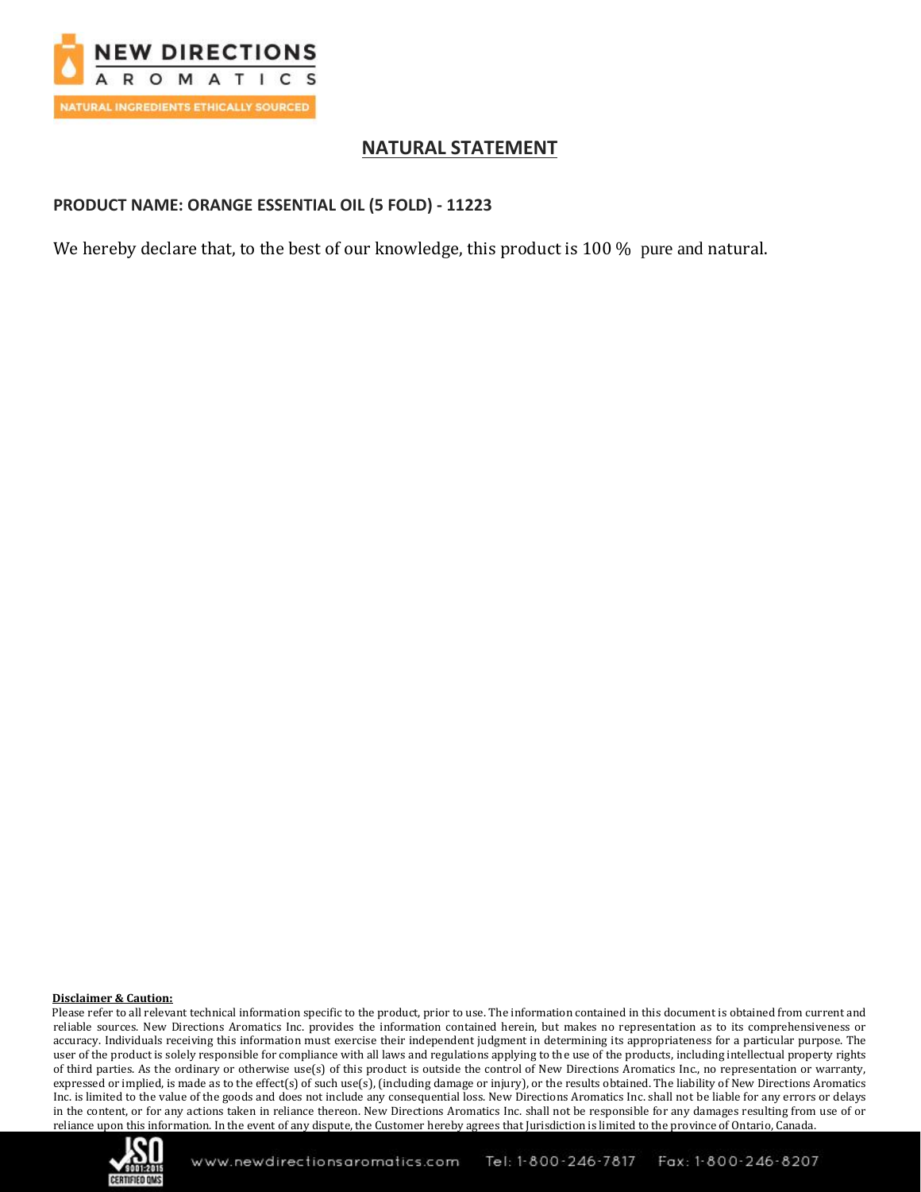# NATURAL STATEMENT

**PRODUCT NAME: ORANGE ESSENTIAL OIL (5 FOLD) - 11223**

We hereby declare that, to the best of our knowledge, this product is 100 % pure and natural.

**Disclaimer & Caution:**

Please refer to all relevant technical information specific to the product, prior to use. The information contained in this document is obtained from current and reliable sources. New Directions Aromatics Inc. provides the information contained herein, but makes no representation as to its comprehensiveness or accuracy. Individuals receiving this information must exercise their independent judgment in determining its appropriateness for a particular purpose. The user of the product is solely responsible for compliance with all laws and regulations applying to the use of the products, including intellectual property rights of third parties. As the ordinary or otherwise use(s) of this product is outside the control of New Directions Aromatics Inc., no representation or warranty, expressed or implied, is made as to the effect(s) of such use(s), (including damage or injury), or the results obtained. The liability of New Directions Aromatics Inc. is limited to the value of the goods and does not include any consequential loss. New Directions Aromatics Inc. shall not be liable for any errors or delays in the content, or for any actions taken in reliance thereon. New Directions Aromatics Inc. shall not be responsible for any damages resulting from use of or reliance upon this information. In the event of any dispute, the Customer hereby agrees that Jurisdiction is limited to the province of Ontario, Canada.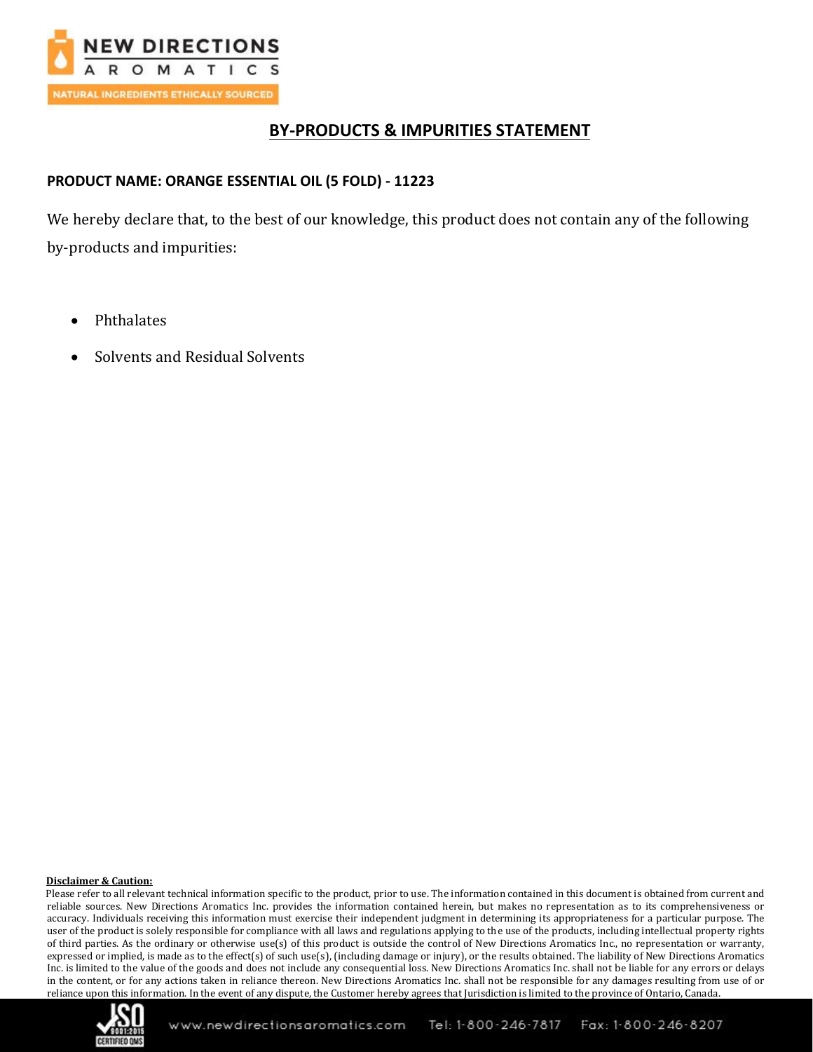## BY-PRODUCTS & IMPURITIES STATEMENT

**PRODUCT NAME: ORANGE ESSENTIAL OIL (5 FOLD) - 11223**

We hereby declare that, to the best of our knowledge, this product does not contain any of the following by-products and impurities:

- Phthalates
- Solvents and Residual Solvents

**Disclaimer & Caution:**

Please refer to all relevant technical information specific to the product, prior to use. The information contained in this document is obtained from current and reliable sources. New Directions Aromatics Inc. provides the information contained herein, but makes no representation as to its comprehensiveness or accuracy. Individuals receiving this information must exercise their independent judgment in determining its appropriateness for a particular purpose. The user of the product is solely responsible for compliance with all laws and regulations applying to the use of the products, including intellectual property rights of third parties. As the ordinary or otherwise use(s) of this product is outside the control of New Directions Aromatics Inc., no representation or warranty, expressed or implied, is made as to the effect(s) of such use(s), (including damage or injury), or the results obtained. The liability of New Directions Aromatics Inc. is limited to the value of the goods and does not include any consequential loss. New Directions Aromatics Inc. shall not be liable for any errors or delays in the content, or for any actions taken in reliance thereon. New Directions Aromatics Inc. shall not be responsible for any damages resulting from use of or reliance upon this information. In the event of any dispute, the Customer hereby agrees that Jurisdiction is limited to the province of Ontario, Canada.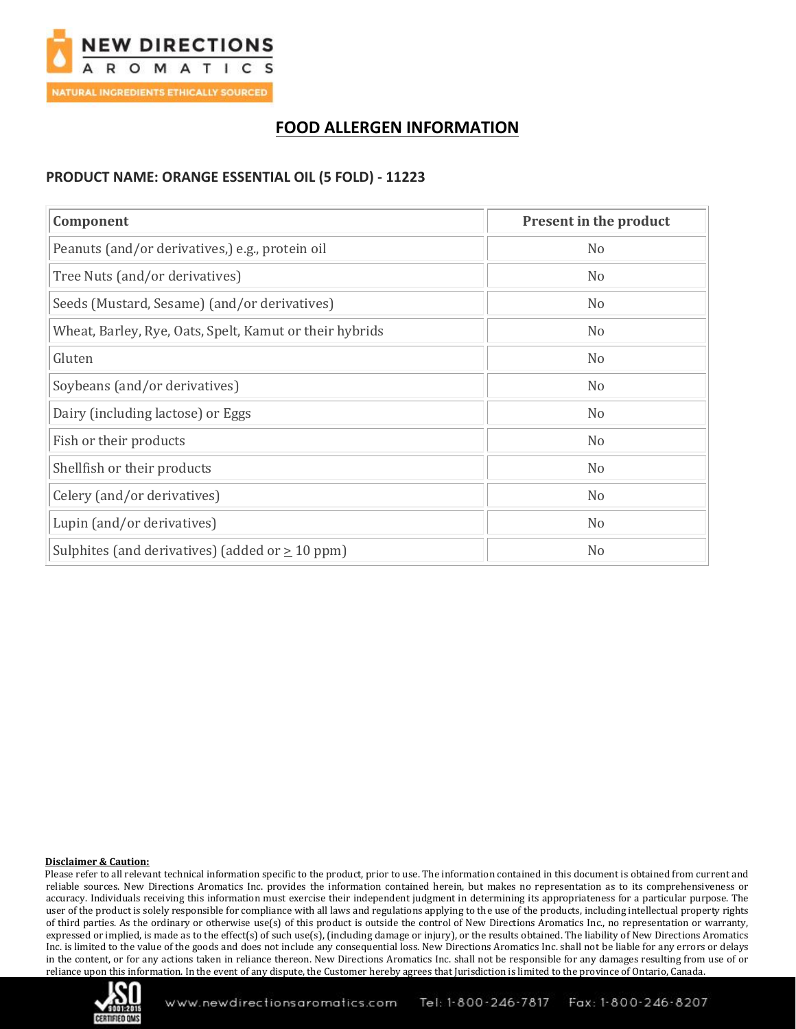# FOOD ALLERGEN INFORMATION

## PRODUCT NAME: ORANGE ESSENTIAL OIL (5 FOLD) - 11223

| Component | Present in the product |
|---|---|
| Peanuts (and/or derivatives,) e.g., protein oil | No |
| Tree Nuts (and/or derivatives) | No |
| Seeds (Mustard, Sesame) (and/or derivatives) | No |
| Wheat, Barley, Rye, Oats, Spelt, Kamut or their hybrids | No |
| Gluten | No |
| Soybeans (and/or derivatives) | No |
| Dairy (including lactose) or Eggs | No |
| Fish or their products | No |
| Shellfish or their products | No |
| Celery (and/or derivatives) | No |
| Lupin (and/or derivatives) | No |
| Sulphites (and derivatives) (added or $\geq$ 10 ppm) | No |

**Disclaimer & Caution:**

Please refer to all relevant technical information specific to the product, prior to use. The information contained in this document is obtained from current and reliable sources. New Directions Aromatics Inc. provides the information contained herein, but makes no representation as to its comprehensiveness or accuracy. Individuals receiving this information must exercise their independent judgment in determining its appropriateness for a particular purpose. The user of the product is solely responsible for compliance with all laws and regulations applying to the use of the products, including intellectual property rights of third parties. As the ordinary or otherwise use(s) of this product is outside the control of New Directions Aromatics Inc., no representation or warranty, expressed or implied, is made as to the effect(s) of such use(s), (including damage or injury), or the results obtained. The liability of New Directions Aromatics Inc. is limited to the value of the goods and does not include any consequential loss. New Directions Aromatics Inc. shall not be liable for any errors or delays in the content, or for any actions taken in reliance thereon. New Directions Aromatics Inc. shall not be responsible for any damages resulting from use of or reliance upon this information. In the event of any dispute, the Customer hereby agrees that Jurisdiction is limited to the province of Ontario, Canada.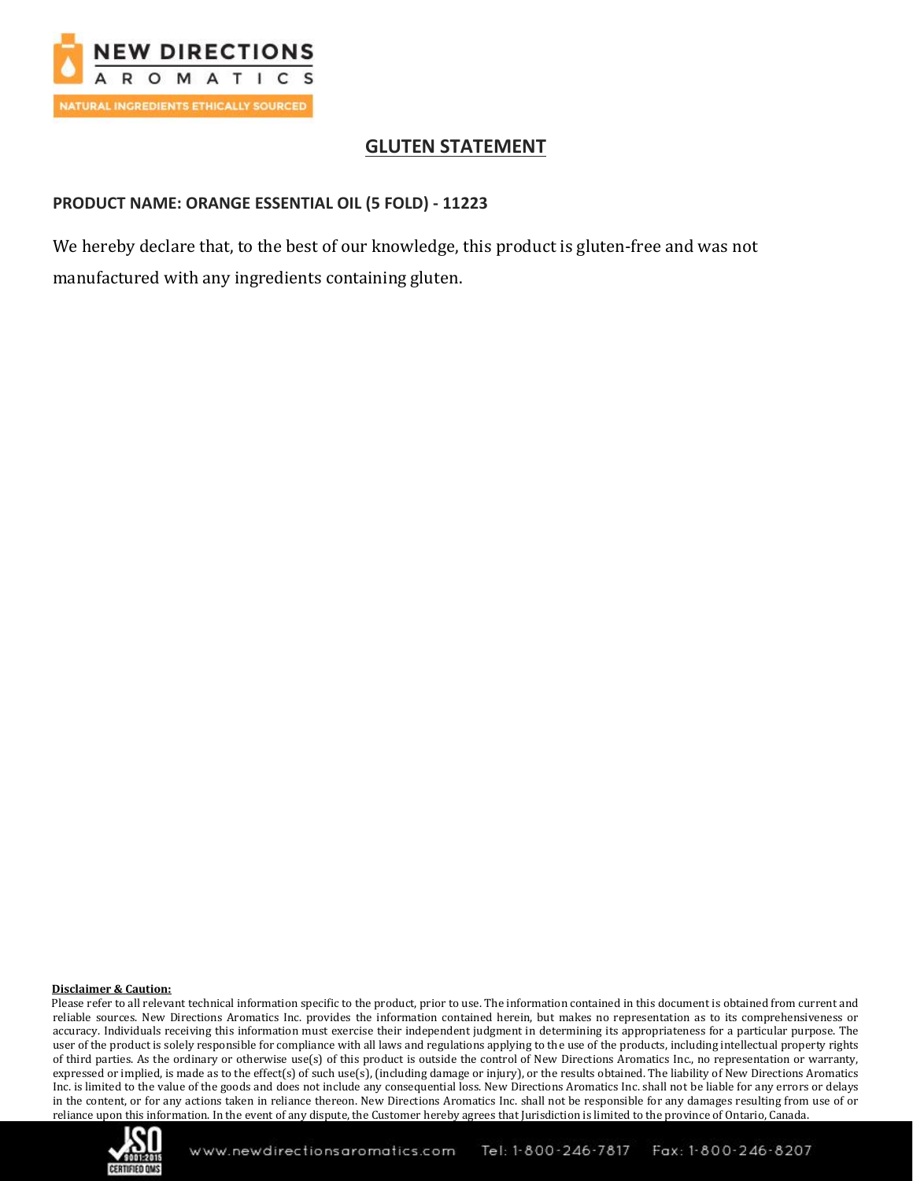# GLUTEN STATEMENT

**PRODUCT NAME: ORANGE ESSENTIAL OIL (5 FOLD) - 11223**

We hereby declare that, to the best of our knowledge, this product is gluten-free and was not manufactured with any ingredients containing gluten.

**Disclaimer & Caution:**

Please refer to all relevant technical information specific to the product, prior to use. The information contained in this document is obtained from current and reliable sources. New Directions Aromatics Inc. provides the information contained herein, but makes no representation as to its comprehensiveness or accuracy. Individuals receiving this information must exercise their independent judgment in determining its appropriateness for a particular purpose. The user of the product is solely responsible for compliance with all laws and regulations applying to the use of the products, including intellectual property rights of third parties. As the ordinary or otherwise use(s) of this product is outside the control of New Directions Aromatics Inc., no representation or warranty, expressed or implied, is made as to the effect(s) of such use(s), (including damage or injury), or the results obtained. The liability of New Directions Aromatics Inc. is limited to the value of the goods and does not include any consequential loss. New Directions Aromatics Inc. shall not be liable for any errors or delays in the content, or for any actions taken in reliance thereon. New Directions Aromatics Inc. shall not be responsible for any damages resulting from use of or reliance upon this information. In the event of any dispute, the Customer hereby agrees that Jurisdiction is limited to the province of Ontario, Canada.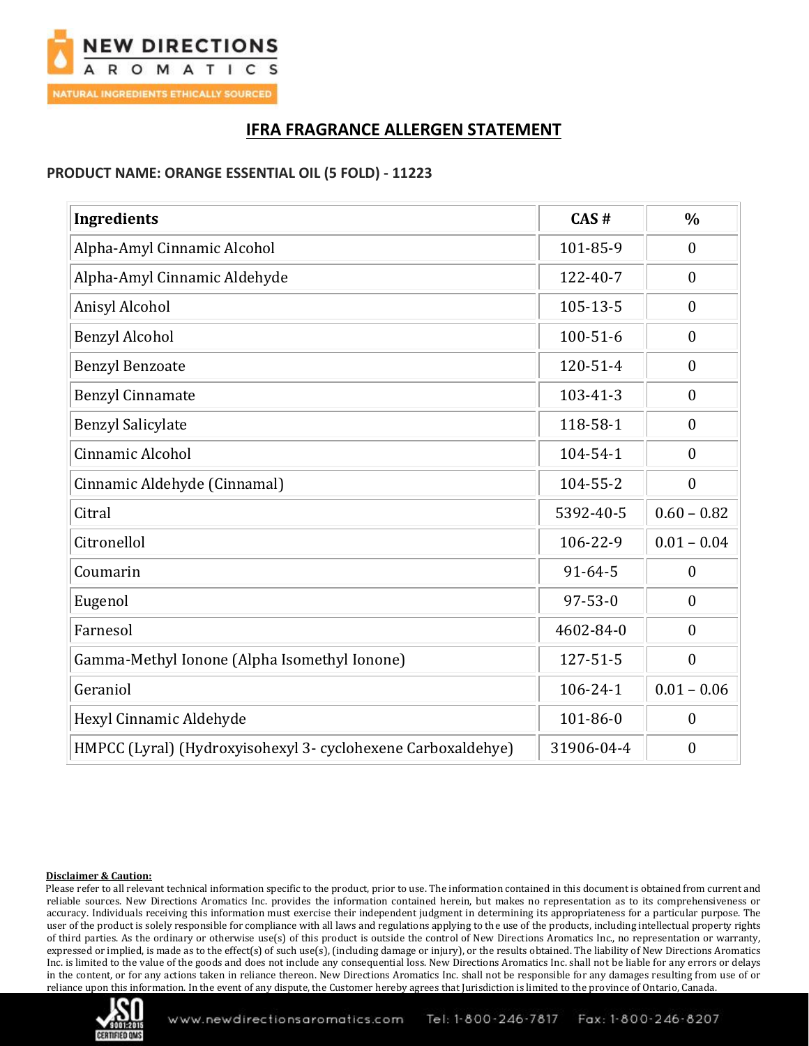## IFRA FRAGRANCE ALLERGEN STATEMENT

**PRODUCT NAME: ORANGE ESSENTIAL OIL (5 FOLD) - 11223**

| Ingredients | CAS # | % |
| --- | --- | --- |
| Alpha-Amyl Cinnamic Alcohol | 101-85-9 | 0 |
| Alpha-Amyl Cinnamic Aldehyde | 122-40-7 | 0 |
| Anisyl Alcohol | 105-13-5 | 0 |
| Benzyl Alcohol | 100-51-6 | 0 |
| Benzyl Benzoate | 120-51-4 | 0 |
| Benzyl Cinnamate | 103-41-3 | 0 |
| Benzyl Salicylate | 118-58-1 | 0 |
| Cinnamic Alcohol | 104-54-1 | 0 |
| Cinnamic Aldehyde (Cinnamal) | 104-55-2 | 0 |
| Citral | 5392-40-5 | 0.60 – 0.82 |
| Citronellol | 106-22-9 | 0.01 – 0.04 |
| Coumarin | 91-64-5 | 0 |
| Eugenol | 97-53-0 | 0 |
| Farnesol | 4602-84-0 | 0 |
| Gamma-Methyl Ionone (Alpha Isomethyl Ionone) | 127-51-5 | 0 |
| Geraniol | 106-24-1 | 0.01 – 0.06 |
| Hexyl Cinnamic Aldehyde | 101-86-0 | 0 |
| HMPCC (Lyral) (Hydroxyisohexyl 3- cyclohexene Carboxaldehye) | 31906-04-4 | 0 |

**Disclaimer & Caution:**

Please refer to all relevant technical information specific to the product, prior to use. The information contained in this document is obtained from current and reliable sources. New Directions Aromatics Inc. provides the information contained herein, but makes no representation as to its comprehensiveness or accuracy. Individuals receiving this information must exercise their independent judgment in determining its appropriateness for a particular purpose. The user of the product is solely responsible for compliance with all laws and regulations applying to the use of the products, including intellectual property rights of third parties. As the ordinary or otherwise use(s) of this product is outside the control of New Directions Aromatics Inc., no representation or warranty, expressed or implied, is made as to the effect(s) of such use(s), (including damage or injury), or the results obtained. The liability of New Directions Aromatics Inc. is limited to the value of the goods and does not include any consequential loss. New Directions Aromatics Inc. shall not be liable for any errors or delays in the content, or for any actions taken in reliance thereon. New Directions Aromatics Inc. shall not be responsible for any damages resulting from use of or reliance upon this information. In the event of any dispute, the Customer hereby agrees that Jurisdiction is limited to the province of Ontario, Canada.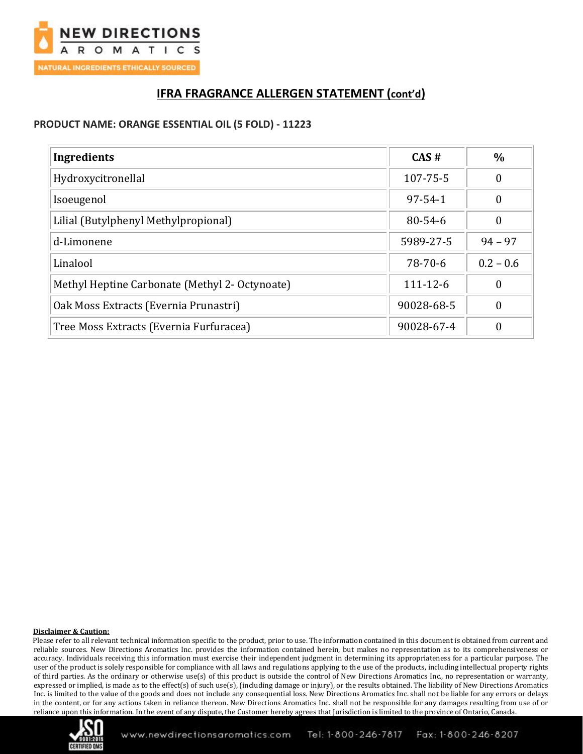## IFRA FRAGRANCE ALLERGEN STATEMENT (cont'd)

**PRODUCT NAME: ORANGE ESSENTIAL OIL (5 FOLD) - 11223**

| Ingredients | CAS # | % |
| --- | --- | --- |
| Hydroxycitronellal | 107-75-5 | 0 |
| Isoeugenol | 97-54-1 | 0 |
| Lilial (Butylphenyl Methylpropional) | 80-54-6 | 0 |
| d-Limonene | 5989-27-5 | 94 – 97 |
| Linalool | 78-70-6 | 0.2 – 0.6 |
| Methyl Heptine Carbonate (Methyl 2- Octynoate) | 111-12-6 | 0 |
| Oak Moss Extracts (Evernia Prunastri) | 90028-68-5 | 0 |
| Tree Moss Extracts (Evernia Furfuracea) | 90028-67-4 | 0 |

**Disclaimer & Caution:**

Please refer to all relevant technical information specific to the product, prior to use. The information contained in this document is obtained from current and reliable sources. New Directions Aromatics Inc. provides the information contained herein, but makes no representation as to its comprehensiveness or accuracy. Individuals receiving this information must exercise their independent judgment in determining its appropriateness for a particular purpose. The user of the product is solely responsible for compliance with all laws and regulations applying to the use of the products, including intellectual property rights of third parties. As the ordinary or otherwise use(s) of this product is outside the control of New Directions Aromatics Inc., no representation or warranty, expressed or implied, is made as to the effect(s) of such use(s), (including damage or injury), or the results obtained. The liability of New Directions Aromatics Inc. is limited to the value of the goods and does not include any consequential loss. New Directions Aromatics Inc. shall not be liable for any errors or delays in the content, or for any actions taken in reliance thereon. New Directions Aromatics Inc. shall not be responsible for any damages resulting from use of or reliance upon this information. In the event of any dispute, the Customer hereby agrees that Jurisdiction is limited to the province of Ontario, Canada.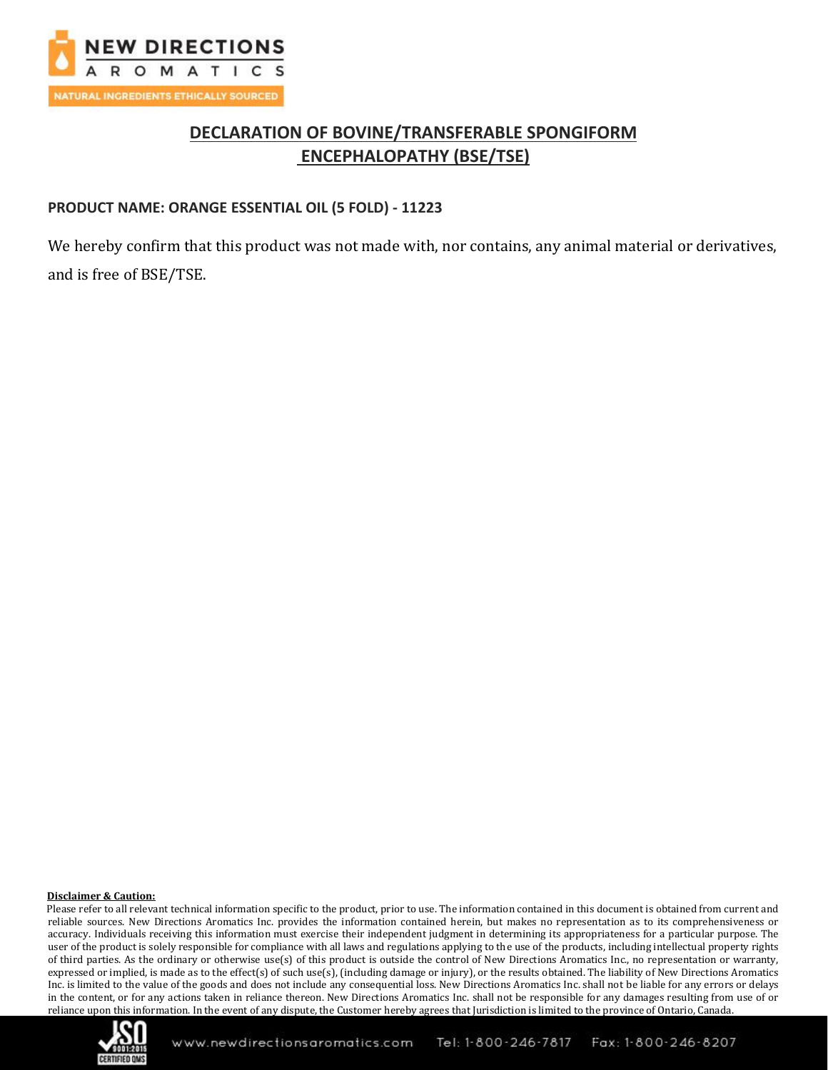# DECLARATION OF BOVINE/TRANSFERABLE SPONGIFORM ENCEPHALOPATHY (BSE/TSE)

**PRODUCT NAME: ORANGE ESSENTIAL OIL (5 FOLD) - 11223**

We hereby confirm that this product was not made with, nor contains, any animal material or derivatives, and is free of BSE/TSE.

**Disclaimer & Caution:**

Please refer to all relevant technical information specific to the product, prior to use. The information contained in this document is obtained from current and reliable sources. New Directions Aromatics Inc. provides the information contained herein, but makes no representation as to its comprehensiveness or accuracy. Individuals receiving this information must exercise their independent judgment in determining its appropriateness for a particular purpose. The user of the product is solely responsible for compliance with all laws and regulations applying to the use of the products, including intellectual property rights of third parties. As the ordinary or otherwise use(s) of this product is outside the control of New Directions Aromatics Inc., no representation or warranty, expressed or implied, is made as to the effect(s) of such use(s), (including damage or injury), or the results obtained. The liability of New Directions Aromatics Inc. is limited to the value of the goods and does not include any consequential loss. New Directions Aromatics Inc. shall not be liable for any errors or delays in the content, or for any actions taken in reliance thereon. New Directions Aromatics Inc. shall not be responsible for any damages resulting from use of or reliance upon this information. In the event of any dispute, the Customer hereby agrees that Jurisdiction is limited to the province of Ontario, Canada.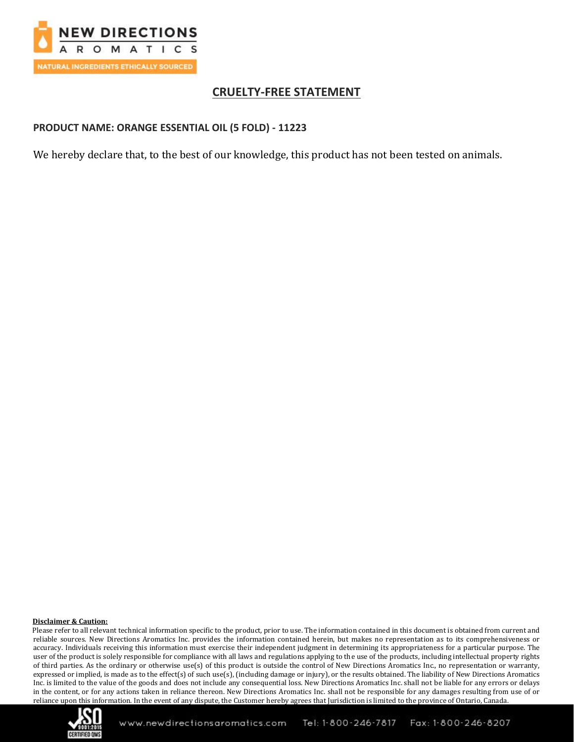NEW DIRECTIONS AROMATICS

NATURAL INGREDIENTS ETHICALLY SOURCED

## CRUELTY-FREE STATEMENT

**PRODUCT NAME: ORANGE ESSENTIAL OIL (5 FOLD) - 11223**

We hereby declare that, to the best of our knowledge, this product has not been tested on animals.

**Disclaimer & Caution:**

Please refer to all relevant technical information specific to the product, prior to use. The information contained in this document is obtained from current and reliable sources. New Directions Aromatics Inc. provides the information contained herein, but makes no representation as to its comprehensiveness or accuracy. Individuals receiving this information must exercise their independent judgment in determining its appropriateness for a particular purpose. The user of the product is solely responsible for compliance with all laws and regulations applying to the use of the products, including intellectual property rights of third parties. As the ordinary or otherwise use(s) of this product is outside the control of New Directions Aromatics Inc., no representation or warranty, expressed or implied, is made as to the effect(s) of such use(s), (including damage or injury), or the results obtained. The liability of New Directions Aromatics Inc. is limited to the value of the goods and does not include any consequential loss. New Directions Aromatics Inc. shall not be liable for any errors or delays in the content, or for any actions taken in reliance thereon. New Directions Aromatics Inc. shall not be responsible for any damages resulting from use of or reliance upon this information. In the event of any dispute, the Customer hereby agrees that Jurisdiction is limited to the province of Ontario, Canada.

www.newdirectionsaromatics.com Tel: 1-800-246-7817 Fax: 1-800-246-8207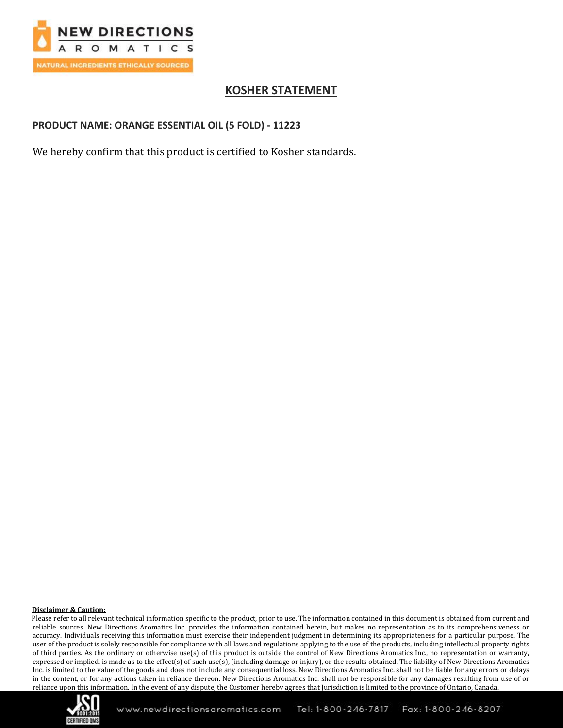## KOSHER STATEMENT

**PRODUCT NAME: ORANGE ESSENTIAL OIL (5 FOLD) - 11223**

We hereby confirm that this product is certified to Kosher standards.

**Disclaimer & Caution:**

Please refer to all relevant technical information specific to the product, prior to use. The information contained in this document is obtained from current and reliable sources. New Directions Aromatics Inc. provides the information contained herein, but makes no representation as to its comprehensiveness or accuracy. Individuals receiving this information must exercise their independent judgment in determining its appropriateness for a particular purpose. The user of the product is solely responsible for compliance with all laws and regulations applying to the use of the products, including intellectual property rights of third parties. As the ordinary or otherwise use(s) of this product is outside the control of New Directions Aromatics Inc., no representation or warranty, expressed or implied, is made as to the effect(s) of such use(s), (including damage or injury), or the results obtained. The liability of New Directions Aromatics Inc. is limited to the value of the goods and does not include any consequential loss. New Directions Aromatics Inc. shall not be liable for any errors or delays in the content, or for any actions taken in reliance thereon. New Directions Aromatics Inc. shall not be responsible for any damages resulting from use of or reliance upon this information. In the event of any dispute, the Customer hereby agrees that Jurisdiction is limited to the province of Ontario, Canada.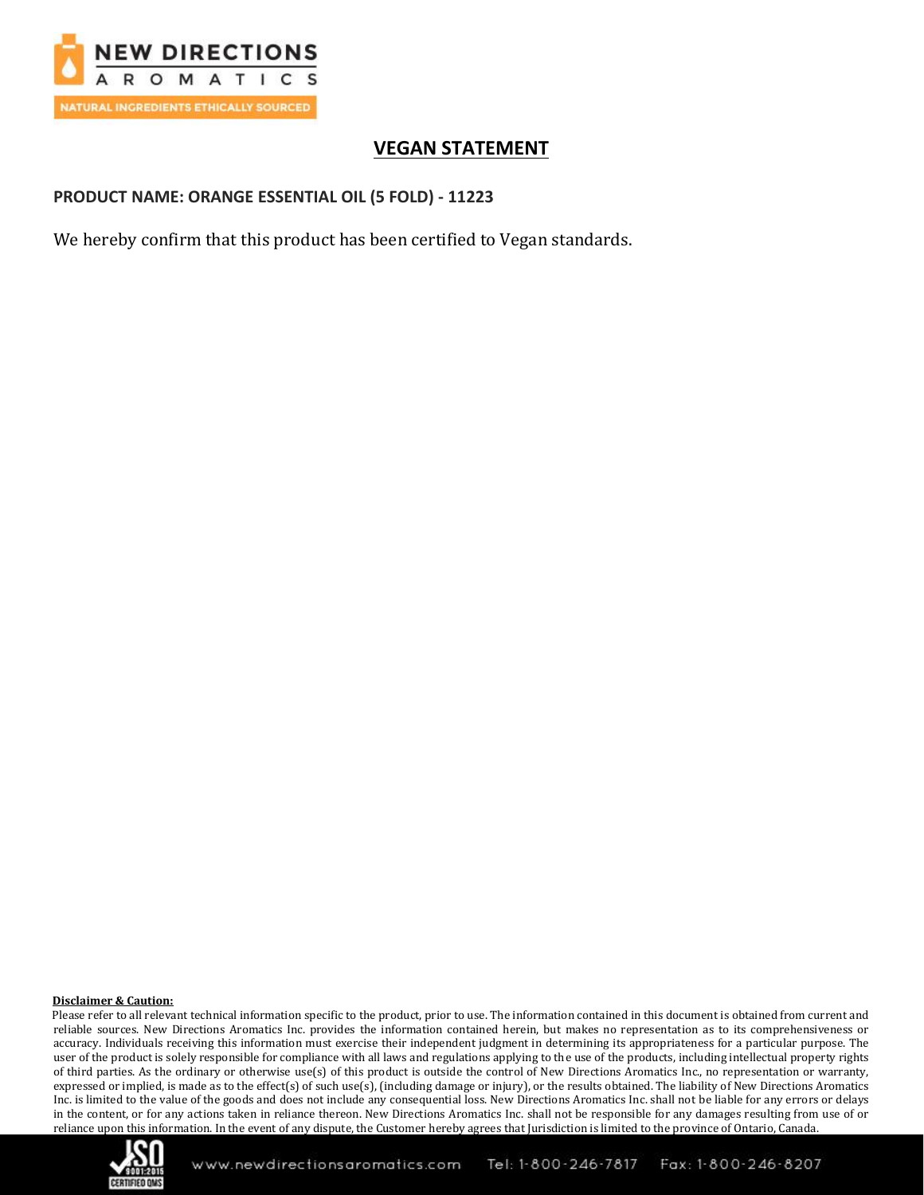# VEGAN STATEMENT

**PRODUCT NAME: ORANGE ESSENTIAL OIL (5 FOLD) - 11223**

We hereby confirm that this product has been certified to Vegan standards.

**Disclaimer & Caution:**

Please refer to all relevant technical information specific to the product, prior to use. The information contained in this document is obtained from current and reliable sources. New Directions Aromatics Inc. provides the information contained herein, but makes no representation as to its comprehensiveness or accuracy. Individuals receiving this information must exercise their independent judgment in determining its appropriateness for a particular purpose. The user of the product is solely responsible for compliance with all laws and regulations applying to the use of the products, including intellectual property rights of third parties. As the ordinary or otherwise use(s) of this product is outside the control of New Directions Aromatics Inc., no representation or warranty, expressed or implied, is made as to the effect(s) of such use(s), (including damage or injury), or the results obtained. The liability of New Directions Aromatics Inc. is limited to the value of the goods and does not include any consequential loss. New Directions Aromatics Inc. shall not be liable for any errors or delays in the content, or for any actions taken in reliance thereon. New Directions Aromatics Inc. shall not be responsible for any damages resulting from use of or reliance upon this information. In the event of any dispute, the Customer hereby agrees that Jurisdiction is limited to the province of Ontario, Canada.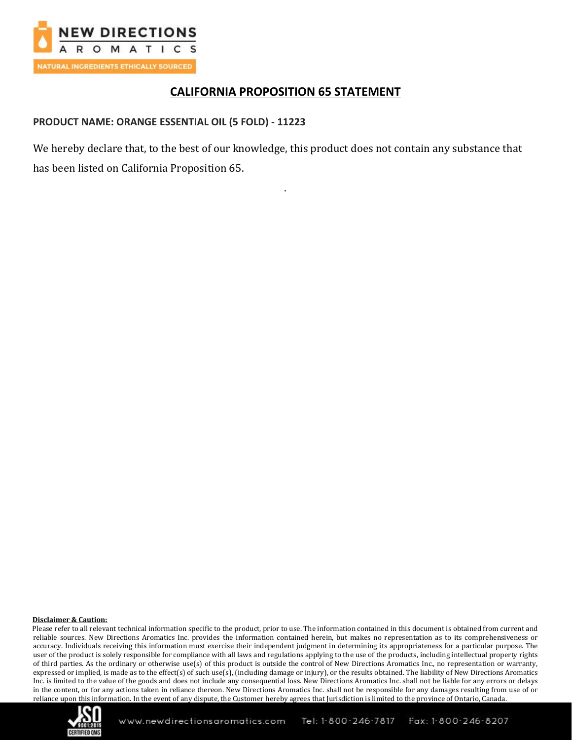# CALIFORNIA PROPOSITION 65 STATEMENT

**PRODUCT NAME: ORANGE ESSENTIAL OIL (5 FOLD) - 11223**

We hereby declare that, to the best of our knowledge, this product does not contain any substance that has been listed on California Proposition 65.

**Disclaimer & Caution:**

Please refer to all relevant technical information specific to the product, prior to use. The information contained in this document is obtained from current and reliable sources. New Directions Aromatics Inc. provides the information contained herein, but makes no representation as to its comprehensiveness or accuracy. Individuals receiving this information must exercise their independent judgment in determining its appropriateness for a particular purpose. The user of the product is solely responsible for compliance with all laws and regulations applying to the use of the products, including intellectual property rights of third parties. As the ordinary or otherwise use(s) of this product is outside the control of New Directions Aromatics Inc., no representation or warranty, expressed or implied, is made as to the effect(s) of such use(s), (including damage or injury), or the results obtained. The liability of New Directions Aromatics Inc. is limited to the value of the goods and does not include any consequential loss. New Directions Aromatics Inc. shall not be liable for any errors or delays in the content, or for any actions taken in reliance thereon. New Directions Aromatics Inc. shall not be responsible for any damages resulting from use of or reliance upon this information. In the event of any dispute, the Customer hereby agrees that Jurisdiction is limited to the province of Ontario, Canada.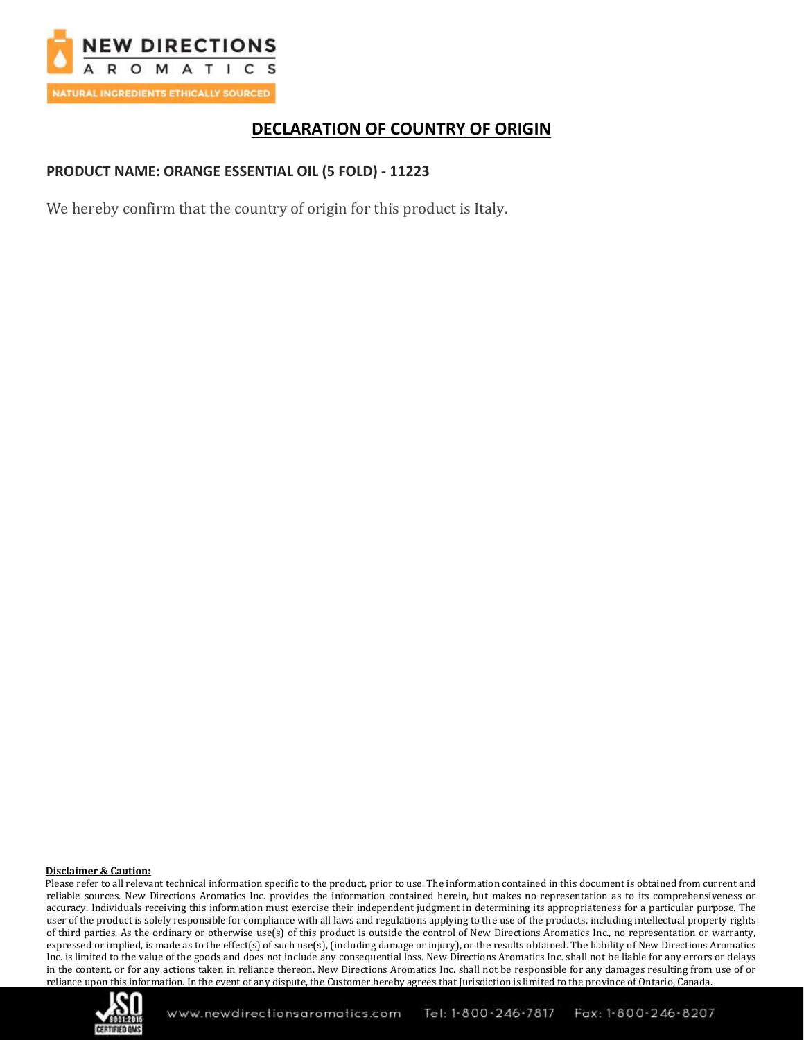# DECLARATION OF COUNTRY OF ORIGIN

**PRODUCT NAME: ORANGE ESSENTIAL OIL (5 FOLD) - 11223**

We hereby confirm that the country of origin for this product is Italy.

**Disclaimer & Caution:**

Please refer to all relevant technical information specific to the product, prior to use. The information contained in this document is obtained from current and reliable sources. New Directions Aromatics Inc. provides the information contained herein, but makes no representation as to its comprehensiveness or accuracy. Individuals receiving this information must exercise their independent judgment in determining its appropriateness for a particular purpose. The user of the product is solely responsible for compliance with all laws and regulations applying to the use of the products, including intellectual property rights of third parties. As the ordinary or otherwise use(s) of this product is outside the control of New Directions Aromatics Inc., no representation or warranty, expressed or implied, is made as to the effect(s) of such use(s), (including damage or injury), or the results obtained. The liability of New Directions Aromatics Inc. is limited to the value of the goods and does not include any consequential loss. New Directions Aromatics Inc. shall not be liable for any errors or delays in the content, or for any actions taken in reliance thereon. New Directions Aromatics Inc. shall not be responsible for any damages resulting from use of or reliance upon this information. In the event of any dispute, the Customer hereby agrees that Jurisdiction is limited to the province of Ontario, Canada.